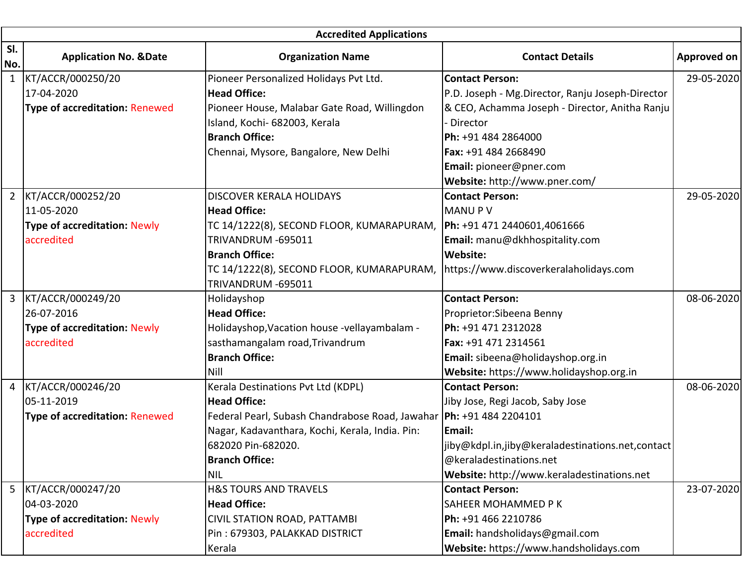| Accredited Applications | | | | |
|---|---|---|---|---|
| **Sl. No.** | **Application No. &Date** | **Organization Name** | **Contact Details** | **Approved on** |
| 1 | KT/ACCR/000250/20<br>17-04-2020<br>**Type of accreditation:** Renewed | Pioneer Personalized Holidays Pvt Ltd.<br>**Head Office:**<br>Pioneer House, Malabar Gate Road, Willingdon Island, Kochi- 682003, Kerala<br>**Branch Office:**<br>Chennai, Mysore, Bangalore, New Delhi | **Contact Person:**<br>P.D. Joseph - Mg.Director, Ranju Joseph-Director & CEO, Achamma Joseph - Director, Anitha Ranju - Director<br>**Ph:** +91 484 2864000<br>**Fax:** +91 484 2668490<br>**Email:** pioneer@pner.com<br>**Website:** http://www.pner.com/ | 29-05-2020 |
| 2 | KT/ACCR/000252/20<br>11-05-2020<br>**Type of accreditation:** Newly accredited | DISCOVER KERALA HOLIDAYS<br>**Head Office:**<br>TC 14/1222(8), SECOND FLOOR, KUMARAPURAM, TRIVANDRUM -695011<br>**Branch Office:**<br>TC 14/1222(8), SECOND FLOOR, KUMARAPURAM, TRIVANDRUM -695011 | **Contact Person:**<br>MANU P V<br>**Ph:** +91 471 2440601,4061666<br>**Email:** manu@dkhhospitality.com<br>**Website:**<br>https://www.discoverkeralaholidays.com | 29-05-2020 |
| 3 | KT/ACCR/000249/20<br>26-07-2016<br>**Type of accreditation:** Newly accredited | Holidayshop<br>**Head Office:**<br>Holidayshop,Vacation house -vellayambalam - sasthamangalam road,Trivandrum<br>**Branch Office:**<br>Nill | **Contact Person:**<br>Proprietor:Sibeena Benny<br>**Ph:** +91 471 2312028<br>**Fax:** +91 471 2314561<br>**Email:** sibeena@holidayshop.org.in<br>**Website:** https://www.holidayshop.org.in | 08-06-2020 |
| 4 | KT/ACCR/000246/20<br>05-11-2019<br>**Type of accreditation:** Renewed | Kerala Destinations Pvt Ltd (KDPL)<br>**Head Office:**<br>Federal Pearl, Subash Chandrabose Road, Jawahar Nagar, Kadavanthara, Kochi, Kerala, India. Pin: 682020 Pin-682020.<br>**Branch Office:**<br>NIL | **Contact Person:**<br>Jiby Jose, Regi Jacob, Saby Jose<br>**Ph:** +91 484 2204101<br>**Email:**<br>jiby@kdpl.in,jiby@keraladestinations.net,contact@keraladestinations.net<br>**Website:** http://www.keraladestinations.net | 08-06-2020 |
| 5 | KT/ACCR/000247/20<br>04-03-2020<br>**Type of accreditation:** Newly accredited | H&S TOURS AND TRAVELS<br>**Head Office:**<br>CIVIL STATION ROAD, PATTAMBI<br>Pin : 679303, PALAKKAD DISTRICT<br>Kerala | **Contact Person:**<br>SAHEER MOHAMMED P K<br>**Ph:** +91 466 2210786<br>**Email:** handsholidays@gmail.com<br>**Website:** https://www.handsholidays.com | 23-07-2020 |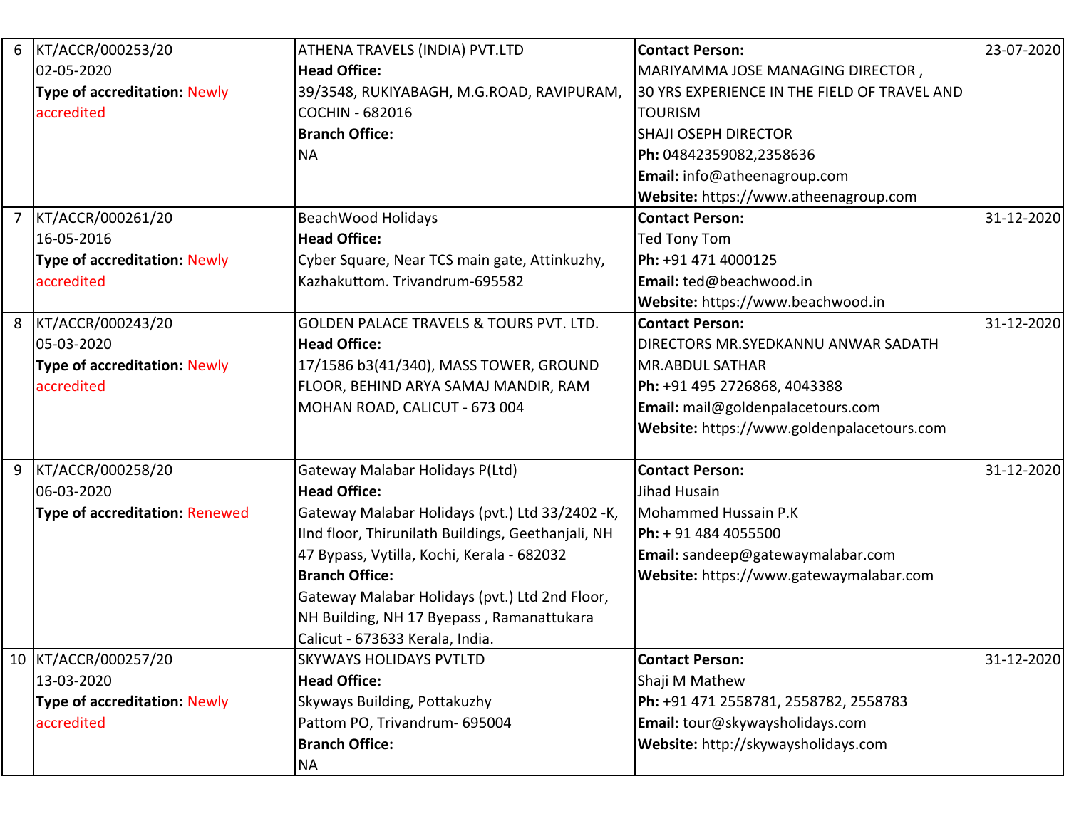| 6 | KT/ACCR/000253/20<br>02-05-2020<br>**Type of accreditation:** Newly accredited | ATHENA TRAVELS (INDIA) PVT.LTD<br>**Head Office:**<br>39/3548, RUKIYABAGH, M.G.ROAD, RAVIPURAM, COCHIN - 682016<br>**Branch Office:**<br>NA | **Contact Person:**<br>MARIYAMMA JOSE MANAGING DIRECTOR , 30 YRS EXPERIENCE IN THE FIELD OF TRAVEL AND TOURISM<br>SHAJI OSEPH DIRECTOR<br>**Ph:** 04842359082,2358636<br>**Email:** info@atheenagroup.com<br>**Website:** https://www.atheenagroup.com | 23-07-2020 |
|---|---|---|---|---|
| 7 | KT/ACCR/000261/20<br>16-05-2016<br>**Type of accreditation:** Newly accredited | BeachWood Holidays<br>**Head Office:**<br>Cyber Square, Near TCS main gate, Attinkuzhy, Kazhakuttom. Trivandrum-695582 | **Contact Person:**<br>Ted Tony Tom<br>**Ph:** +91 471 4000125<br>**Email:** ted@beachwood.in<br>**Website:** https://www.beachwood.in | 31-12-2020 |
| 8 | KT/ACCR/000243/20<br>05-03-2020<br>**Type of accreditation:** Newly accredited | GOLDEN PALACE TRAVELS & TOURS PVT. LTD.<br>**Head Office:**<br>17/1586 b3(41/340), MASS TOWER, GROUND FLOOR, BEHIND ARYA SAMAJ MANDIR, RAM MOHAN ROAD, CALICUT - 673 004 | **Contact Person:**<br>DIRECTORS MR.SYEDKANNU ANWAR SADATH MR.ABDUL SATHAR<br>**Ph:** +91 495 2726868, 4043388<br>**Email:** mail@goldenpalacetours.com<br>**Website:** https://www.goldenpalacetours.com | 31-12-2020 |
| 9 | KT/ACCR/000258/20<br>06-03-2020<br>**Type of accreditation:** Renewed | Gateway Malabar Holidays P(Ltd)<br>**Head Office:**<br>Gateway Malabar Holidays (pvt.) Ltd 33/2402 -K, IInd floor, Thirunilath Buildings, Geethanjali, NH 47 Bypass, Vytilla, Kochi, Kerala - 682032<br>**Branch Office:**<br>Gateway Malabar Holidays (pvt.) Ltd 2nd Floor, NH Building, NH 17 Byepass , Ramanattukara Calicut - 673633 Kerala, India. | **Contact Person:**<br>Jihad Husain<br>Mohammed Hussain P.K<br>**Ph:** + 91 484 4055500<br>**Email:** sandeep@gatewaymalabar.com<br>**Website:** https://www.gatewaymalabar.com | 31-12-2020 |
| 10 | KT/ACCR/000257/20<br>13-03-2020<br>**Type of accreditation:** Newly accredited | SKYWAYS HOLIDAYS PVTLTD<br>**Head Office:**<br>Skyways Building, Pottakuzhy Pattom PO, Trivandrum- 695004<br>**Branch Office:**<br>NA | **Contact Person:**<br>Shaji M Mathew<br>**Ph:** +91 471 2558781, 2558782, 2558783<br>**Email:** tour@skywaysholidays.com<br>**Website:** http://skywaysholidays.com | 31-12-2020 |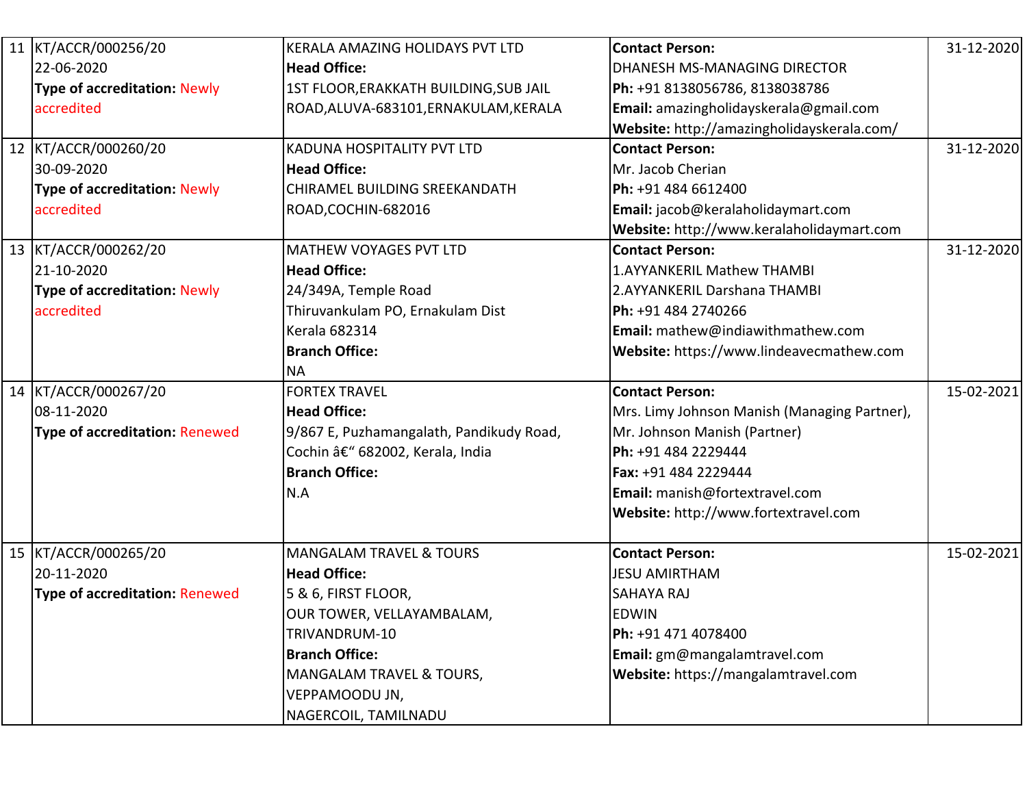| 11 | KT/ACCR/000256/20<br>22-06-2020<br>**Type of accreditation:** Newly accredited | KERALA AMAZING HOLIDAYS PVT LTD<br>**Head Office:**<br>1ST FLOOR,ERAKKATH BUILDING,SUB JAIL ROAD,ALUVA-683101,ERNAKULAM,KERALA | **Contact Person:**<br>DHANESH MS-MANAGING DIRECTOR<br>**Ph:** +91 8138056786, 8138038786<br>**Email:** amazingholidayskerala@gmail.com<br>**Website:** http://amazingholidayskerala.com/ | 31-12-2020 |
|---|---|---|---|---|
| 12 | KT/ACCR/000260/20<br>30-09-2020<br>**Type of accreditation:** Newly accredited | KADUNA HOSPITALITY PVT LTD<br>**Head Office:**<br>CHIRAMEL BUILDING SREEKANDATH ROAD,COCHIN-682016 | **Contact Person:**<br>Mr. Jacob Cherian<br>**Ph:** +91 484 6612400<br>**Email:** jacob@keralaholidaymart.com<br>**Website:** http://www.keralaholidaymart.com | 31-12-2020 |
| 13 | KT/ACCR/000262/20<br>21-10-2020<br>**Type of accreditation:** Newly accredited | MATHEW VOYAGES PVT LTD<br>**Head Office:**<br>24/349A, Temple Road<br>Thiruvankulam PO, Ernakulam Dist<br>Kerala 682314<br>**Branch Office:**<br>NA | **Contact Person:**<br>1.AYYANKERIL Mathew THAMBI<br>2.AYYANKERIL Darshana THAMBI<br>**Ph:** +91 484 2740266<br>**Email:** mathew@indiawithmathew.com<br>**Website:** https://www.lindeavecmathew.com | 31-12-2020 |
| 14 | KT/ACCR/000267/20<br>08-11-2020<br>**Type of accreditation:** Renewed | FORTEX TRAVEL<br>**Head Office:**<br>9/867 E, Puzhamangalath, Pandikudy Road, Cochin â€“ 682002, Kerala, India<br>**Branch Office:**<br>N.A | **Contact Person:**<br>Mrs. Limy Johnson Manish (Managing Partner), Mr. Johnson Manish (Partner)<br>**Ph:** +91 484 2229444<br>**Fax:** +91 484 2229444<br>**Email:** manish@fortextravel.com<br>**Website:** http://www.fortextravel.com | 15-02-2021 |
| 15 | KT/ACCR/000265/20<br>20-11-2020<br>**Type of accreditation:** Renewed | MANGALAM TRAVEL & TOURS<br>**Head Office:**<br>5 & 6, FIRST FLOOR,<br>OUR TOWER, VELLAYAMBALAM,<br>TRIVANDRUM-10<br>**Branch Office:**<br>MANGALAM TRAVEL & TOURS,<br>VEPPAMOODU JN,<br>NAGERCOIL, TAMILNADU | **Contact Person:**<br>JESU AMIRTHAM<br>SAHAYA RAJ<br>EDWIN<br>**Ph:** +91 471 4078400<br>**Email:** gm@mangalamtravel.com<br>**Website:** https://mangalamtravel.com | 15-02-2021 |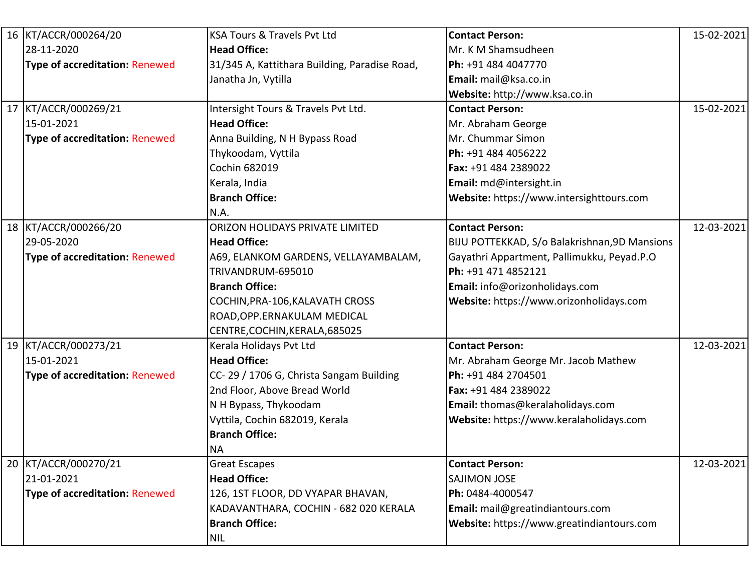| 16 | KT/ACCR/000264/20<br>28-11-2020<br>**Type of accreditation:** Renewed | KSA Tours & Travels Pvt Ltd<br>**Head Office:**<br>31/345 A, Kattithara Building, Paradise Road, Janatha Jn, Vytilla | **Contact Person:**<br>Mr. K M Shamsudheen<br>**Ph:** +91 484 4047770<br>**Email:** mail@ksa.co.in<br>**Website:** http://www.ksa.co.in | 15-02-2021 |
|---|---|---|---|---|
| 17 | KT/ACCR/000269/21<br>15-01-2021<br>**Type of accreditation:** Renewed | Intersight Tours & Travels Pvt Ltd.<br>**Head Office:**<br>Anna Building, N H Bypass Road<br>Thykoodam, Vyttila<br>Cochin 682019<br>Kerala, India<br>**Branch Office:**<br>N.A. | **Contact Person:**<br>Mr. Abraham George<br>Mr. Chummar Simon<br>**Ph:** +91 484 4056222<br>**Fax:** +91 484 2389022<br>**Email:** md@intersight.in<br>**Website:** https://www.intersighttours.com | 15-02-2021 |
| 18 | KT/ACCR/000266/20<br>29-05-2020<br>**Type of accreditation:** Renewed | ORIZON HOLIDAYS PRIVATE LIMITED<br>**Head Office:**<br>A69, ELANKOM GARDENS, VELLAYAMBALAM, TRIVANDRUM-695010<br>**Branch Office:**<br>COCHIN,PRA-106,KALAVATH CROSS ROAD,OPP.ERNAKULAM MEDICAL CENTRE,COCHIN,KERALA,685025 | **Contact Person:**<br>BIJU POTTEKKAD, S/o Balakrishnan,9D Mansions Gayathri Appartment, Pallimukku, Peyad.P.O<br>**Ph:** +91 471 4852121<br>**Email:** info@orizonholidays.com<br>**Website:** https://www.orizonholidays.com | 12-03-2021 |
| 19 | KT/ACCR/000273/21<br>15-01-2021<br>**Type of accreditation:** Renewed | Kerala Holidays Pvt Ltd<br>**Head Office:**<br>CC- 29 / 1706 G, Christa Sangam Building<br>2nd Floor, Above Bread World<br>N H Bypass, Thykoodam<br>Vyttila, Cochin 682019, Kerala<br>**Branch Office:**<br>NA | **Contact Person:**<br>Mr. Abraham George Mr. Jacob Mathew<br>**Ph:** +91 484 2704501<br>**Fax:** +91 484 2389022<br>**Email:** thomas@keralaholidays.com<br>**Website:** https://www.keralaholidays.com | 12-03-2021 |
| 20 | KT/ACCR/000270/21<br>21-01-2021<br>**Type of accreditation:** Renewed | Great Escapes<br>**Head Office:**<br>126, 1ST FLOOR, DD VYAPAR BHAVAN, KADAVANTHARA, COCHIN - 682 020 KERALA<br>**Branch Office:**<br>NIL | **Contact Person:**<br>SAJIMON JOSE<br>**Ph:** 0484-4000547<br>**Email:** mail@greatindiantours.com<br>**Website:** https://www.greatindiantours.com | 12-03-2021 |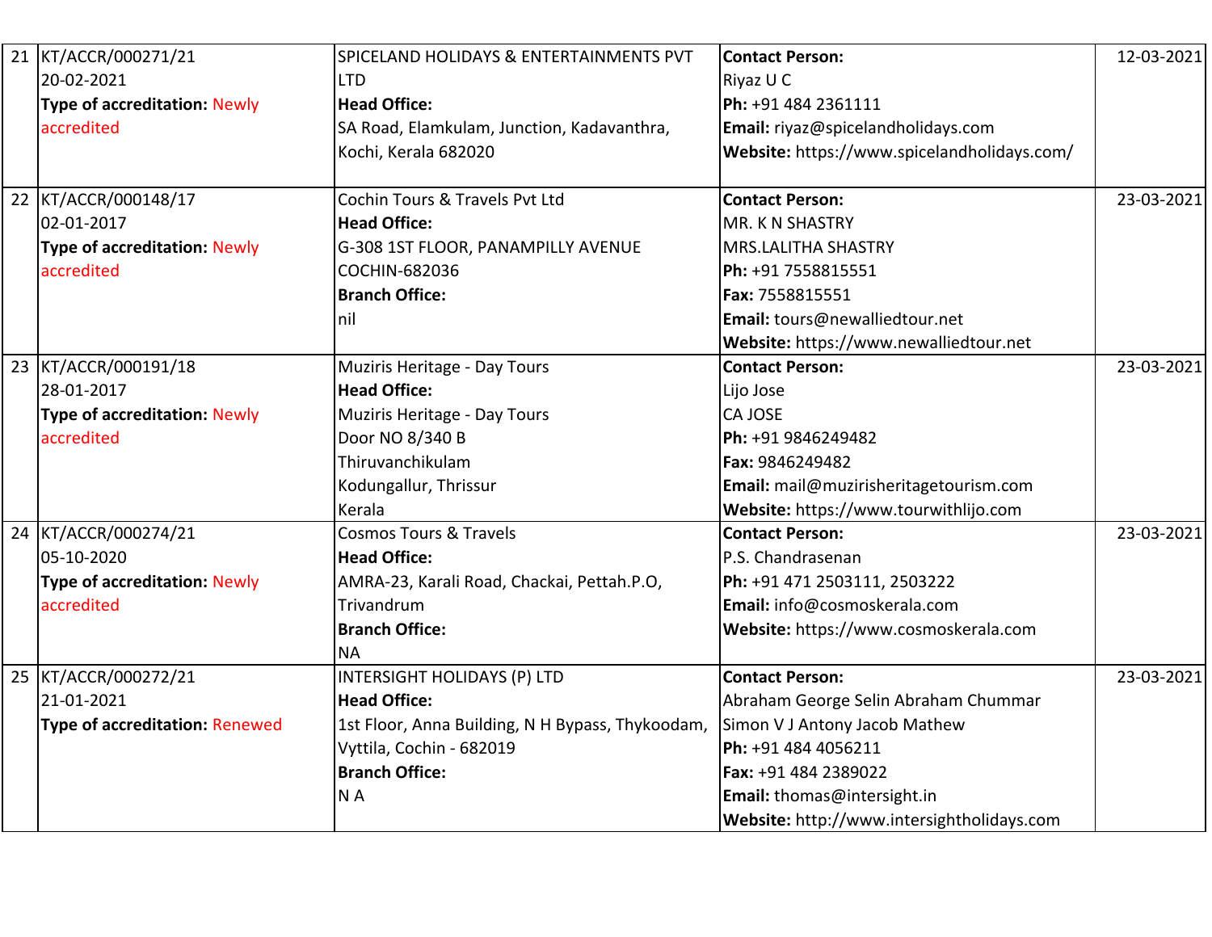| 21 | KT/ACCR/000271/21<br>20-02-2021<br>**Type of accreditation:** Newly accredited | SPICELAND HOLIDAYS & ENTERTAINMENTS PVT LTD<br>**Head Office:**<br>SA Road, Elamkulam, Junction, Kadavanthra, Kochi, Kerala 682020 | **Contact Person:**<br>Riyaz U C<br>**Ph:** +91 484 2361111<br>**Email:** riyaz@spicelandholidays.com<br>**Website:** https://www.spicelandholidays.com/ | 12-03-2021 |
|---|---|---|---|---|
| 22 | KT/ACCR/000148/17<br>02-01-2017<br>**Type of accreditation:** Newly accredited | Cochin Tours & Travels Pvt Ltd<br>**Head Office:**<br>G-308 1ST FLOOR, PANAMPILLY AVENUE COCHIN-682036<br>**Branch Office:**<br>nil | **Contact Person:**<br>MR. K N SHASTRY<br>MRS.LALITHA SHASTRY<br>**Ph:** +91 7558815551<br>**Fax:** 7558815551<br>**Email:** tours@newalliedtour.net<br>**Website:** https://www.newalliedtour.net | 23-03-2021 |
| 23 | KT/ACCR/000191/18<br>28-01-2017<br>**Type of accreditation:** Newly accredited | Muziris Heritage - Day Tours<br>**Head Office:**<br>Muziris Heritage - Day Tours<br>Door NO 8/340 B<br>Thiruvanchikulam<br>Kodungallur, Thrissur<br>Kerala | **Contact Person:**<br>Lijo Jose<br>CA JOSE<br>**Ph:** +91 9846249482<br>**Fax:** 9846249482<br>**Email:** mail@muzirisheritagetourism.com<br>**Website:** https://www.tourwithlijo.com | 23-03-2021 |
| 24 | KT/ACCR/000274/21<br>05-10-2020<br>**Type of accreditation:** Newly accredited | Cosmos Tours & Travels<br>**Head Office:**<br>AMRA-23, Karali Road, Chackai, Pettah.P.O, Trivandrum<br>**Branch Office:**<br>NA | **Contact Person:**<br>P.S. Chandrasenan<br>**Ph:** +91 471 2503111, 2503222<br>**Email:** info@cosmoskerala.com<br>**Website:** https://www.cosmoskerala.com | 23-03-2021 |
| 25 | KT/ACCR/000272/21<br>21-01-2021<br>**Type of accreditation:** Renewed | INTERSIGHT HOLIDAYS (P) LTD<br>**Head Office:**<br>1st Floor, Anna Building, N H Bypass, Thykoodam, Vyttila, Cochin - 682019<br>**Branch Office:**<br>N A | **Contact Person:**<br>Abraham George Selin Abraham Chummar<br>Simon V J Antony Jacob Mathew<br>**Ph:** +91 484 4056211<br>**Fax:** +91 484 2389022<br>**Email:** thomas@intersight.in<br>**Website:** http://www.intersightholidays.com | 23-03-2021 |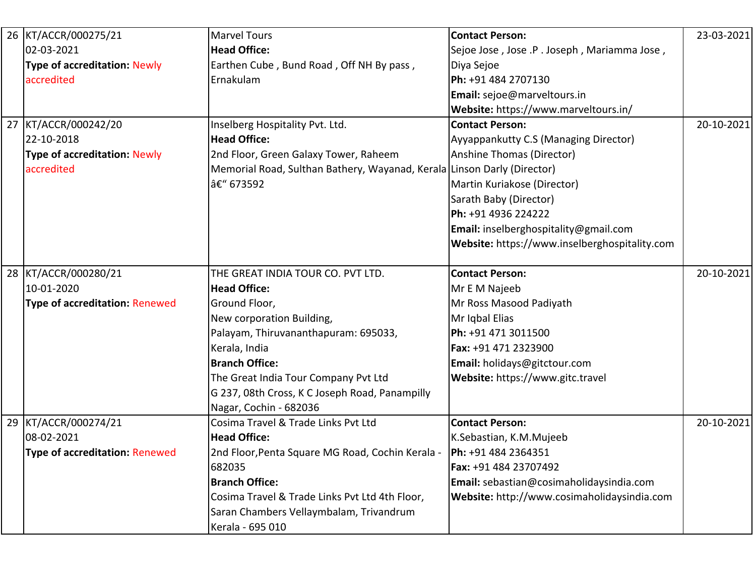| 26 | KT/ACCR/000275/21<br>02-03-2021<br>**Type of accreditation:** Newly accredited | Marvel Tours<br>**Head Office:**<br>Earthen Cube , Bund Road , Off NH By pass , Ernakulam | **Contact Person:**<br>Sejoe Jose , Jose .P . Joseph , Mariamma Jose , Diya Sejoe<br>**Ph:** +91 484 2707130<br>**Email:** sejoe@marveltours.in<br>**Website:** https://www.marveltours.in/ | 23-03-2021 |
|---|---|---|---|---|
| 27 | KT/ACCR/000242/20<br>22-10-2018<br>**Type of accreditation:** Newly accredited | Inselberg Hospitality Pvt. Ltd.<br>**Head Office:**<br>2nd Floor, Green Galaxy Tower, Raheem Memorial Road, Sulthan Bathery, Wayanad, Kerala â€“ 673592 | **Contact Person:**<br>Ayyappankutty C.S (Managing Director)<br>Anshine Thomas (Director)<br>Linson Darly (Director)<br>Martin Kuriakose (Director)<br>Sarath Baby (Director)<br>**Ph:** +91 4936 224222<br>**Email:** inselberghospitality@gmail.com<br>**Website:** https://www.inselberghospitality.com | 20-10-2021 |
| 28 | KT/ACCR/000280/21<br>10-01-2020<br>**Type of accreditation:** Renewed | THE GREAT INDIA TOUR CO. PVT LTD.<br>**Head Office:**<br>Ground Floor,<br>New corporation Building,<br>Palayam, Thiruvananthapuram: 695033,<br>Kerala, India<br>**Branch Office:**<br>The Great India Tour Company Pvt Ltd<br>G 237, 08th Cross, K C Joseph Road, Panampilly Nagar, Cochin - 682036 | **Contact Person:**<br>Mr E M Najeeb<br>Mr Ross Masood Padiyath<br>Mr Iqbal Elias<br>**Ph:** +91 471 3011500<br>**Fax:** +91 471 2323900<br>**Email:** holidays@gitctour.com<br>**Website:** https://www.gitc.travel | 20-10-2021 |
| 29 | KT/ACCR/000274/21<br>08-02-2021<br>**Type of accreditation:** Renewed | Cosima Travel & Trade Links Pvt Ltd<br>**Head Office:**<br>2nd Floor,Penta Square MG Road, Cochin Kerala - 682035<br>**Branch Office:**<br>Cosima Travel & Trade Links Pvt Ltd 4th Floor, Saran Chambers Vellaymbalam, Trivandrum Kerala - 695 010 | **Contact Person:**<br>K.Sebastian, K.M.Mujeeb<br>**Ph:** +91 484 2364351<br>**Fax:** +91 484 23707492<br>**Email:** sebastian@cosimaholidaysindia.com<br>**Website:** http://www.cosimaholidaysindia.com | 20-10-2021 |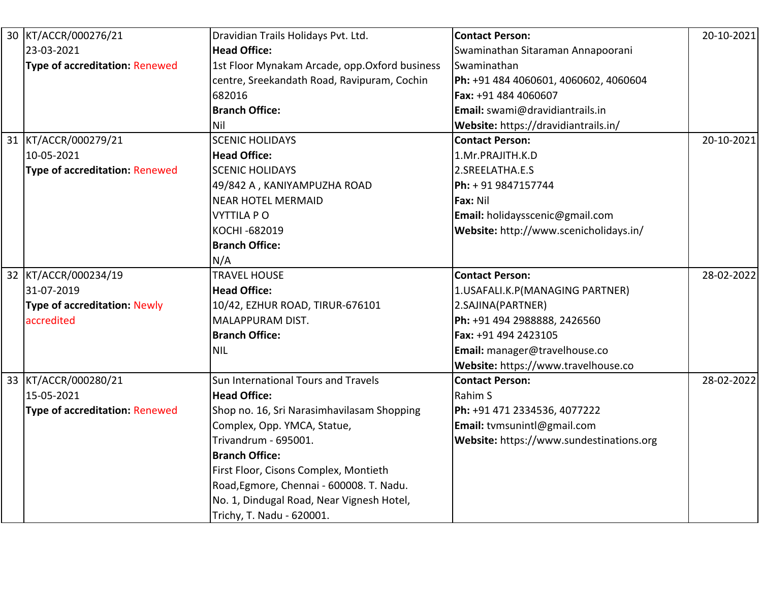| 30 | KT/ACCR/000276/21<br>23-03-2021<br>**Type of accreditation:** Renewed | Dravidian Trails Holidays Pvt. Ltd.<br>**Head Office:**<br>1st Floor Mynakam Arcade, opp.Oxford business centre, Sreekandath Road, Ravipuram, Cochin 682016<br>**Branch Office:**<br>Nil | **Contact Person:**<br>Swaminathan Sitaraman Annapoorani Swaminathan<br>**Ph:** +91 484 4060601, 4060602, 4060604<br>**Fax:** +91 484 4060607<br>**Email:** swami@dravidiantrails.in<br>**Website:** https://dravidiantrails.in/ | 20-10-2021 |
|---|---|---|---|---|
| 31 | KT/ACCR/000279/21<br>10-05-2021<br>**Type of accreditation:** Renewed | SCENIC HOLIDAYS<br>**Head Office:**<br>SCENIC HOLIDAYS<br>49/842 A , KANIYAMPUZHA ROAD<br>NEAR HOTEL MERMAID<br>VYTTILA P O<br>KOCHI -682019<br>**Branch Office:**<br>N/A | **Contact Person:**<br>1.Mr.PRAJITH.K.D<br>2.SREELATHA.E.S<br>**Ph:** + 91 9847157744<br>**Fax:** Nil<br>**Email:** holidaysscenic@gmail.com<br>**Website:** http://www.scenicholidays.in/ | 20-10-2021 |
| 32 | KT/ACCR/000234/19<br>31-07-2019<br>**Type of accreditation:** Newly accredited | TRAVEL HOUSE<br>**Head Office:**<br>10/42, EZHUR ROAD, TIRUR-676101<br>MALAPPURAM DIST.<br>**Branch Office:**<br>NIL | **Contact Person:**<br>1.USAFALI.K.P(MANAGING PARTNER)<br>2.SAJINA(PARTNER)<br>**Ph:** +91 494 2988888, 2426560<br>**Fax:** +91 494 2423105<br>**Email:** manager@travelhouse.co<br>**Website:** https://www.travelhouse.co | 28-02-2022 |
| 33 | KT/ACCR/000280/21<br>15-05-2021<br>**Type of accreditation:** Renewed | Sun International Tours and Travels<br>**Head Office:**<br>Shop no. 16, Sri Narasimhavilasam Shopping Complex, Opp. YMCA, Statue,<br>Trivandrum - 695001.<br>**Branch Office:**<br>First Floor, Cisons Complex, Montieth Road,Egmore, Chennai - 600008. T. Nadu.<br>No. 1, Dindugal Road, Near Vignesh Hotel, Trichy, T. Nadu - 620001. | **Contact Person:**<br>Rahim S<br>**Ph:** +91 471 2334536, 4077222<br>**Email:** tvmsunintl@gmail.com<br>**Website:** https://www.sundestinations.org | 28-02-2022 |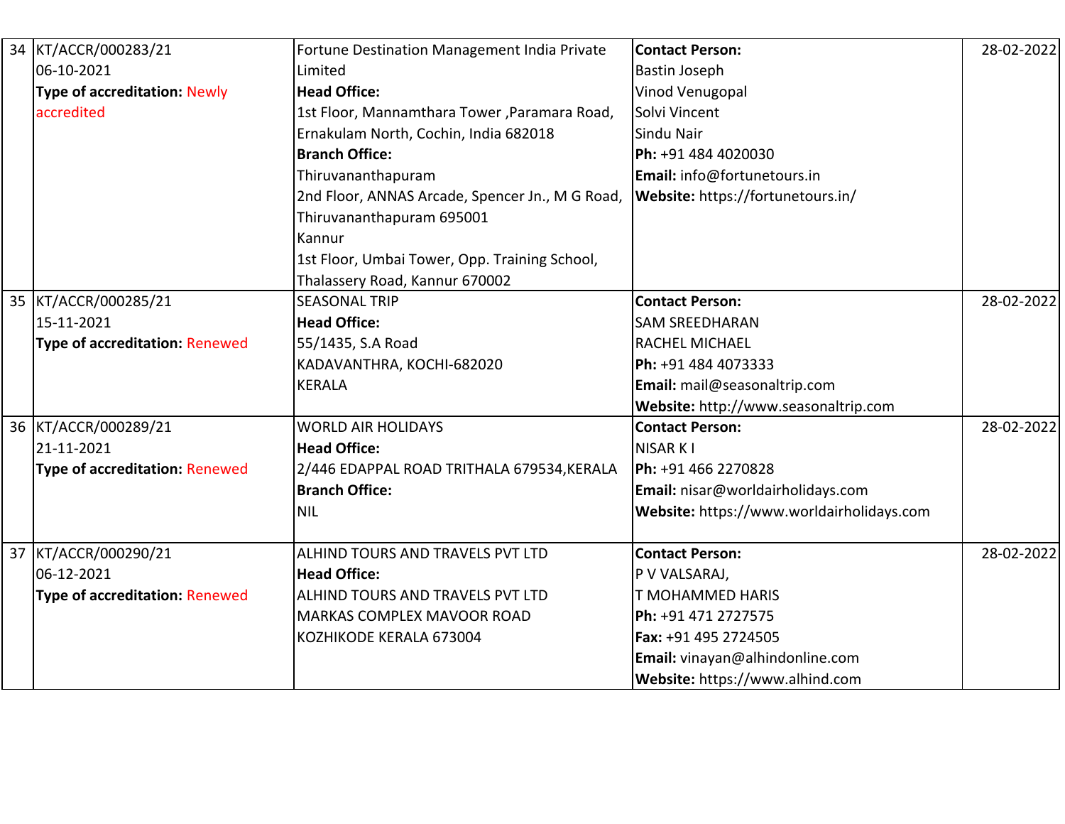| 34 | KT/ACCR/000283/21<br>06-10-2021<br>**Type of accreditation:** Newly accredited | Fortune Destination Management India Private Limited<br>**Head Office:**<br>1st Floor, Mannamthara Tower ,Paramara Road, Ernakulam North, Cochin, India 682018<br>**Branch Office:**<br>Thiruvananthapuram<br>2nd Floor, ANNAS Arcade, Spencer Jn., M G Road, Thiruvananthapuram 695001<br>Kannur<br>1st Floor, Umbai Tower, Opp. Training School, Thalassery Road, Kannur 670002 | **Contact Person:**<br>Bastin Joseph<br>Vinod Venugopal<br>Solvi Vincent<br>Sindu Nair<br>**Ph:** +91 484 4020030<br>**Email:** info@fortunetours.in<br>**Website:** https://fortunetours.in/ | 28-02-2022 |
|---|---|---|---|---|
| 35 | KT/ACCR/000285/21<br>15-11-2021<br>**Type of accreditation:** Renewed | SEASONAL TRIP<br>**Head Office:**<br>55/1435, S.A Road<br>KADAVANTHRA, KOCHI-682020<br>KERALA | **Contact Person:**<br>SAM SREEDHARAN<br>RACHEL MICHAEL<br>**Ph:** +91 484 4073333<br>**Email:** mail@seasonaltrip.com<br>**Website:** http://www.seasonaltrip.com | 28-02-2022 |
| 36 | KT/ACCR/000289/21<br>21-11-2021<br>**Type of accreditation:** Renewed | WORLD AIR HOLIDAYS<br>**Head Office:**<br>2/446 EDAPPAL ROAD TRITHALA 679534,KERALA<br>**Branch Office:**<br>NIL | **Contact Person:**<br>NISAR K I<br>**Ph:** +91 466 2270828<br>**Email:** nisar@worldairholidays.com<br>**Website:** https://www.worldairholidays.com | 28-02-2022 |
| 37 | KT/ACCR/000290/21<br>06-12-2021<br>**Type of accreditation:** Renewed | ALHIND TOURS AND TRAVELS PVT LTD<br>**Head Office:**<br>ALHIND TOURS AND TRAVELS PVT LTD<br>MARKAS COMPLEX MAVOOR ROAD<br>KOZHIKODE KERALA 673004 | **Contact Person:**<br>P V VALSARAJ,<br>T MOHAMMED HARIS<br>**Ph:** +91 471 2727575<br>**Fax:** +91 495 2724505<br>**Email:** vinayan@alhindonline.com<br>**Website:** https://www.alhind.com | 28-02-2022 |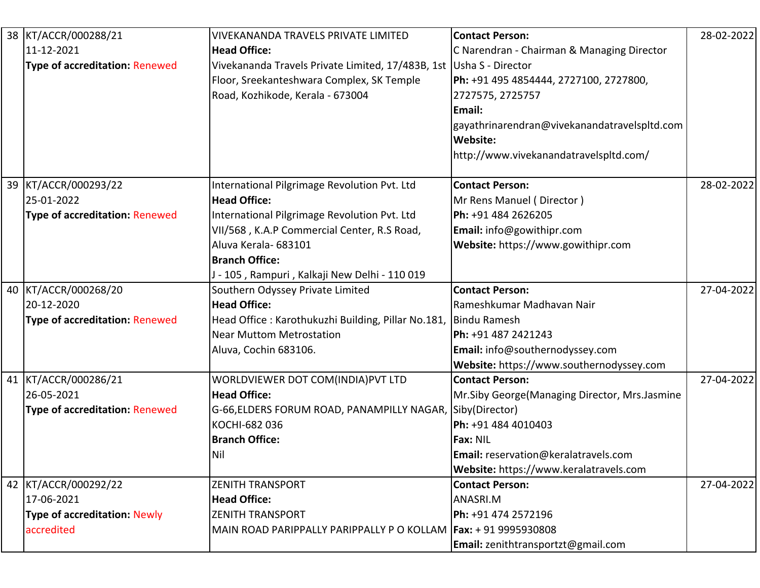| 38 | KT/ACCR/000288/21<br>11-12-2021<br>**Type of accreditation:** Renewed | VIVEKANANDA TRAVELS PRIVATE LIMITED<br>**Head Office:**<br>Vivekananda Travels Private Limited, 17/483B, 1st Floor, Sreekanteshwara Complex, SK Temple Road, Kozhikode, Kerala - 673004 | **Contact Person:**<br>C Narendran - Chairman & Managing Director<br>Usha S - Director<br>**Ph:** +91 495 4854444, 2727100, 2727800, 2727575, 2725757<br>**Email:**<br>gayathrinarendran@vivekanandatravelspltd.com<br>**Website:**<br>http://www.vivekanandatravelspltd.com/ | 28-02-2022 |
|---|---|---|---|---|
| 39 | KT/ACCR/000293/22<br>25-01-2022<br>**Type of accreditation:** Renewed | International Pilgrimage Revolution Pvt. Ltd<br>**Head Office:**<br>International Pilgrimage Revolution Pvt. Ltd VII/568 , K.A.P Commercial Center, R.S Road, Aluva Kerala- 683101<br>**Branch Office:**<br>J - 105 , Rampuri , Kalkaji New Delhi - 110 019 | **Contact Person:**<br>Mr Rens Manuel ( Director )<br>**Ph:** +91 484 2626205<br>**Email:** info@gowithipr.com<br>**Website:** https://www.gowithipr.com | 28-02-2022 |
| 40 | KT/ACCR/000268/20<br>20-12-2020<br>**Type of accreditation:** Renewed | Southern Odyssey Private Limited<br>**Head Office:**<br>Head Office : Karothukuzhi Building, Pillar No.181, Near Muttom Metrostation<br>Aluva, Cochin 683106. | **Contact Person:**<br>Rameshkumar Madhavan Nair<br>Bindu Ramesh<br>**Ph:** +91 487 2421243<br>**Email:** info@southernodyssey.com<br>**Website:** https://www.southernodyssey.com | 27-04-2022 |
| 41 | KT/ACCR/000286/21<br>26-05-2021<br>**Type of accreditation:** Renewed | WORLDVIEWER DOT COM(INDIA)PVT LTD<br>**Head Office:**<br>G-66,ELDERS FORUM ROAD, PANAMPILLY NAGAR, KOCHI-682 036<br>**Branch Office:**<br>Nil | **Contact Person:**<br>Mr.Siby George(Managing Director, Mrs.Jasmine Siby(Director)<br>**Ph:** +91 484 4010403<br>**Fax:** NIL<br>**Email:** reservation@keralatravels.com<br>**Website:** https://www.keralatravels.com | 27-04-2022 |
| 42 | KT/ACCR/000292/22<br>17-06-2021<br>**Type of accreditation:** Newly accredited | ZENITH TRANSPORT<br>**Head Office:**<br>ZENITH TRANSPORT<br>MAIN ROAD PARIPPALLY PARIPPALLY P O KOLLAM | **Contact Person:**<br>ANASRI.M<br>**Ph:** +91 474 2572196<br>**Fax:** + 91 9995930808<br>**Email:** zenithtransportzt@gmail.com | 27-04-2022 |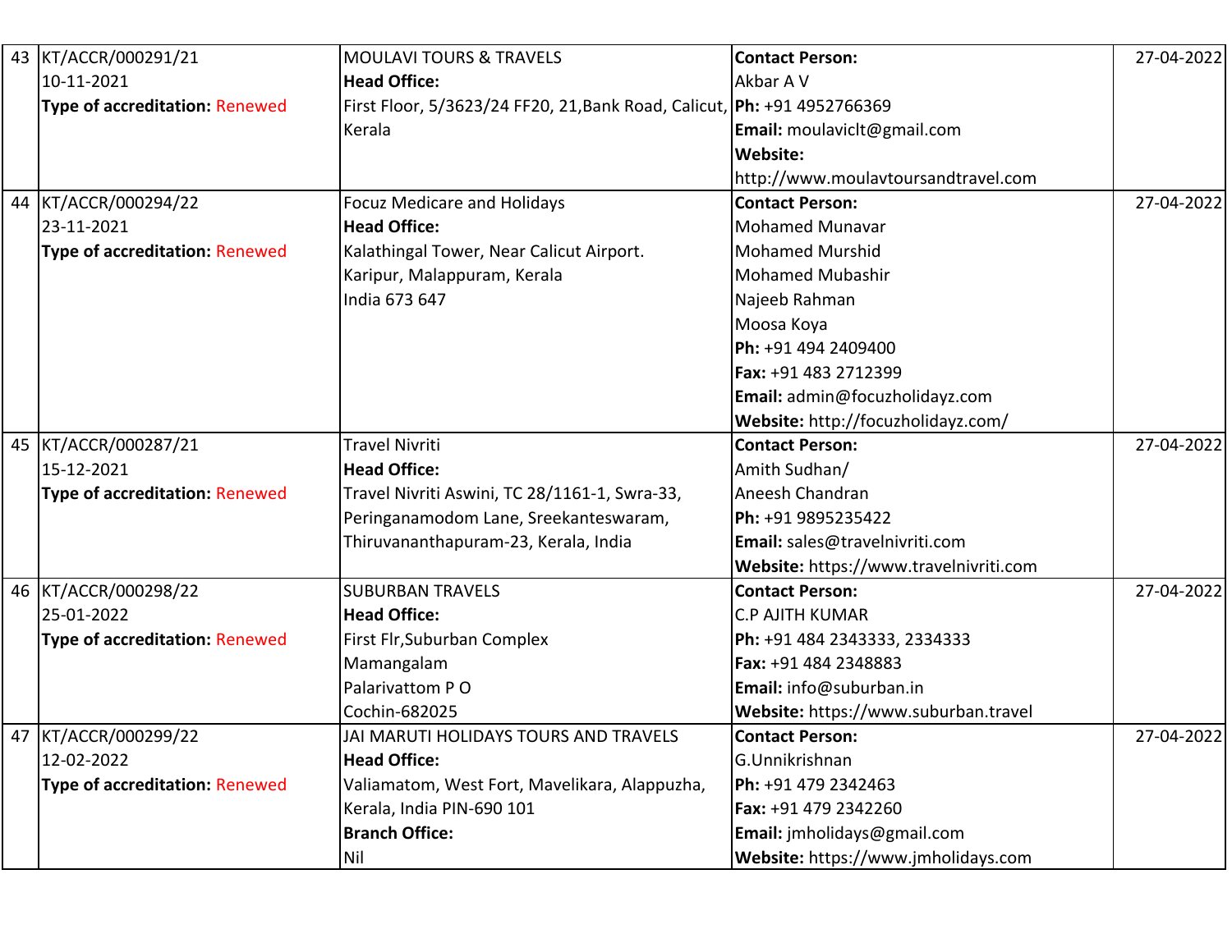| 43 | KT/ACCR/000291/21<br>10-11-2021<br>**Type of accreditation:** Renewed | MOULAVI TOURS & TRAVELS<br>**Head Office:**<br>First Floor, 5/3623/24 FF20, 21,Bank Road, Calicut, Kerala | **Contact Person:**<br>Akbar A V<br>**Ph:** +91 4952766369<br>**Email:** moulaviclt@gmail.com<br>**Website:**<br>http://www.moulavtoursandtravel.com | 27-04-2022 |
|---|---|---|---|---|
| 44 | KT/ACCR/000294/22<br>23-11-2021<br>**Type of accreditation:** Renewed | Focuz Medicare and Holidays<br>**Head Office:**<br>Kalathingal Tower, Near Calicut Airport.<br>Karipur, Malappuram, Kerala<br>India 673 647 | **Contact Person:**<br>Mohamed Munavar<br>Mohamed Murshid<br>Mohamed Mubashir<br>Najeeb Rahman<br>Moosa Koya<br>**Ph:** +91 494 2409400<br>**Fax:** +91 483 2712399<br>**Email:** admin@focuzholidayz.com<br>**Website:** http://focuzholidayz.com/ | 27-04-2022 |
| 45 | KT/ACCR/000287/21<br>15-12-2021<br>**Type of accreditation:** Renewed | Travel Nivriti<br>**Head Office:**<br>Travel Nivriti Aswini, TC 28/1161-1, Swra-33,<br>Peringanamodom Lane, Sreekanteswaram,<br>Thiruvananthapuram-23, Kerala, India | **Contact Person:**<br>Amith Sudhan/<br>Aneesh Chandran<br>**Ph:** +91 9895235422<br>**Email:** sales@travelnivriti.com<br>**Website:** https://www.travelnivriti.com | 27-04-2022 |
| 46 | KT/ACCR/000298/22<br>25-01-2022<br>**Type of accreditation:** Renewed | SUBURBAN TRAVELS<br>**Head Office:**<br>First Flr,Suburban Complex<br>Mamangalam<br>Palarivattom P O<br>Cochin-682025 | **Contact Person:**<br>C.P AJITH KUMAR<br>**Ph:** +91 484 2343333, 2334333<br>**Fax:** +91 484 2348883<br>**Email:** info@suburban.in<br>**Website:** https://www.suburban.travel | 27-04-2022 |
| 47 | KT/ACCR/000299/22<br>12-02-2022<br>**Type of accreditation:** Renewed | JAI MARUTI HOLIDAYS TOURS AND TRAVELS<br>**Head Office:**<br>Valiamatom, West Fort, Mavelikara, Alappuzha, Kerala, India PIN-690 101<br>**Branch Office:**<br>Nil | **Contact Person:**<br>G.Unnikrishnan<br>**Ph:** +91 479 2342463<br>**Fax:** +91 479 2342260<br>**Email:** jmholidays@gmail.com<br>**Website:** https://www.jmholidays.com | 27-04-2022 |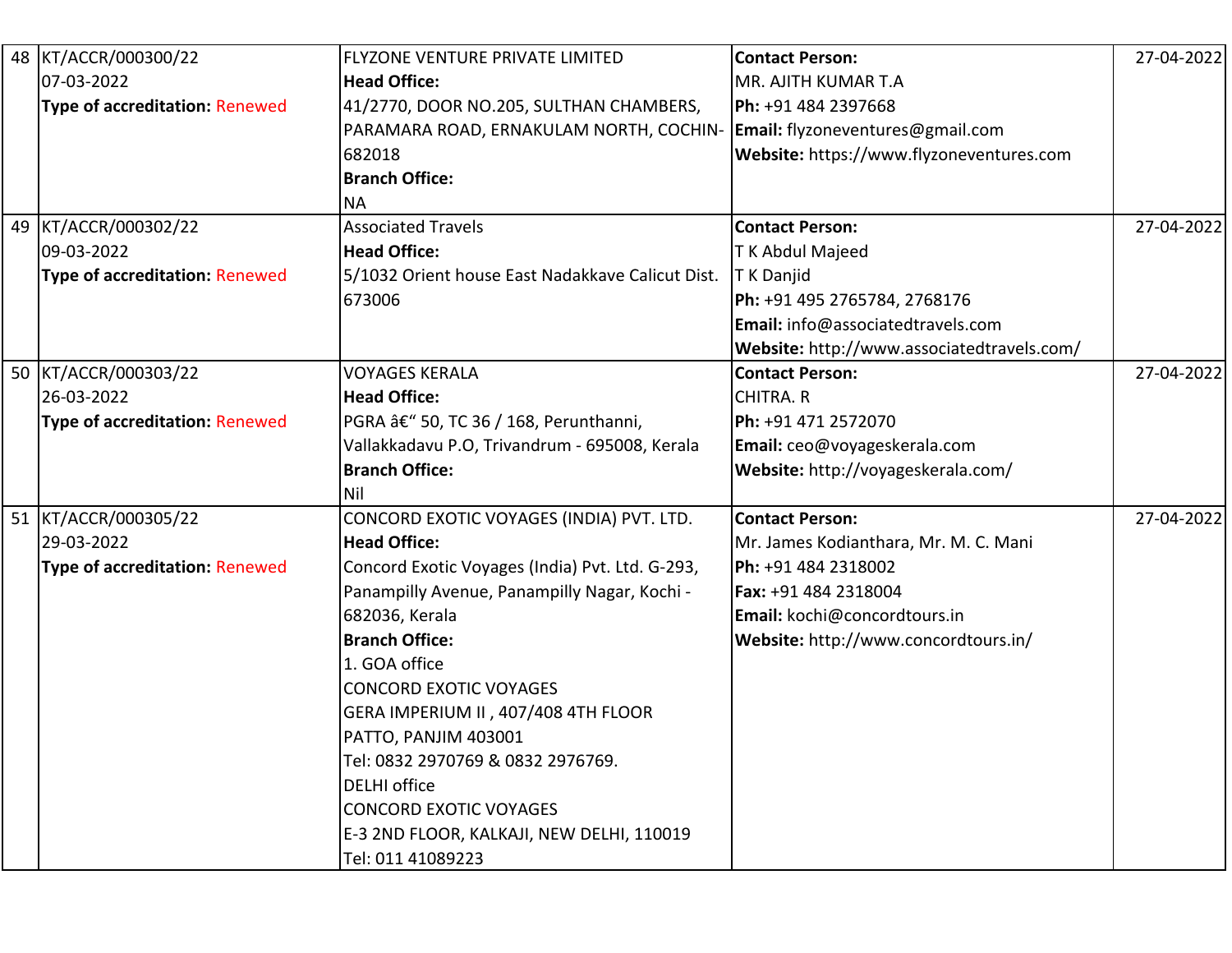| | | | | |
|---|---|---|---|---|
| 48 | KT/ACCR/000300/22<br>07-03-2022<br>**Type of accreditation:** Renewed | FLYZONE VENTURE PRIVATE LIMITED<br>**Head Office:**<br>41/2770, DOOR NO.205, SULTHAN CHAMBERS, PARAMARA ROAD, ERNAKULAM NORTH, COCHIN-682018<br>**Branch Office:**<br>NA | **Contact Person:**<br>MR. AJITH KUMAR T.A<br>**Ph:** +91 484 2397668<br>**Email:** flyzoneventures@gmail.com<br>**Website:** https://www.flyzoneventures.com | 27-04-2022 |
| 49 | KT/ACCR/000302/22<br>09-03-2022<br>**Type of accreditation:** Renewed | Associated Travels<br>**Head Office:**<br>5/1032 Orient house East Nadakkave Calicut Dist. 673006 | **Contact Person:**<br>T K Abdul Majeed<br>T K Danjid<br>**Ph:** +91 495 2765784, 2768176<br>**Email:** info@associatedtravels.com<br>**Website:** http://www.associatedtravels.com/ | 27-04-2022 |
| 50 | KT/ACCR/000303/22<br>26-03-2022<br>**Type of accreditation:** Renewed | VOYAGES KERALA<br>**Head Office:**<br>PGRA â€“ 50, TC 36 / 168, Perunthanni, Vallakkadavu P.O, Trivandrum - 695008, Kerala<br>**Branch Office:**<br>Nil | **Contact Person:**<br>CHITRA. R<br>**Ph:** +91 471 2572070<br>**Email:** ceo@voyageskerala.com<br>**Website:** http://voyageskerala.com/ | 27-04-2022 |
| 51 | KT/ACCR/000305/22<br>29-03-2022<br>**Type of accreditation:** Renewed | CONCORD EXOTIC VOYAGES (INDIA) PVT. LTD.<br>**Head Office:**<br>Concord Exotic Voyages (India) Pvt. Ltd. G-293, Panampilly Avenue, Panampilly Nagar, Kochi - 682036, Kerala<br>**Branch Office:**<br>1. GOA office<br>CONCORD EXOTIC VOYAGES<br>GERA IMPERIUM II , 407/408 4TH FLOOR<br>PATTO, PANJIM 403001<br>Tel: 0832 2970769 & 0832 2976769.<br>DELHI office<br>CONCORD EXOTIC VOYAGES<br>E-3 2ND FLOOR, KALKAJI, NEW DELHI, 110019<br>Tel: 011 41089223 | **Contact Person:**<br>Mr. James Kodianthara, Mr. M. C. Mani<br>**Ph:** +91 484 2318002<br>**Fax:** +91 484 2318004<br>**Email:** kochi@concordtours.in<br>**Website:** http://www.concordtours.in/ | 27-04-2022 |